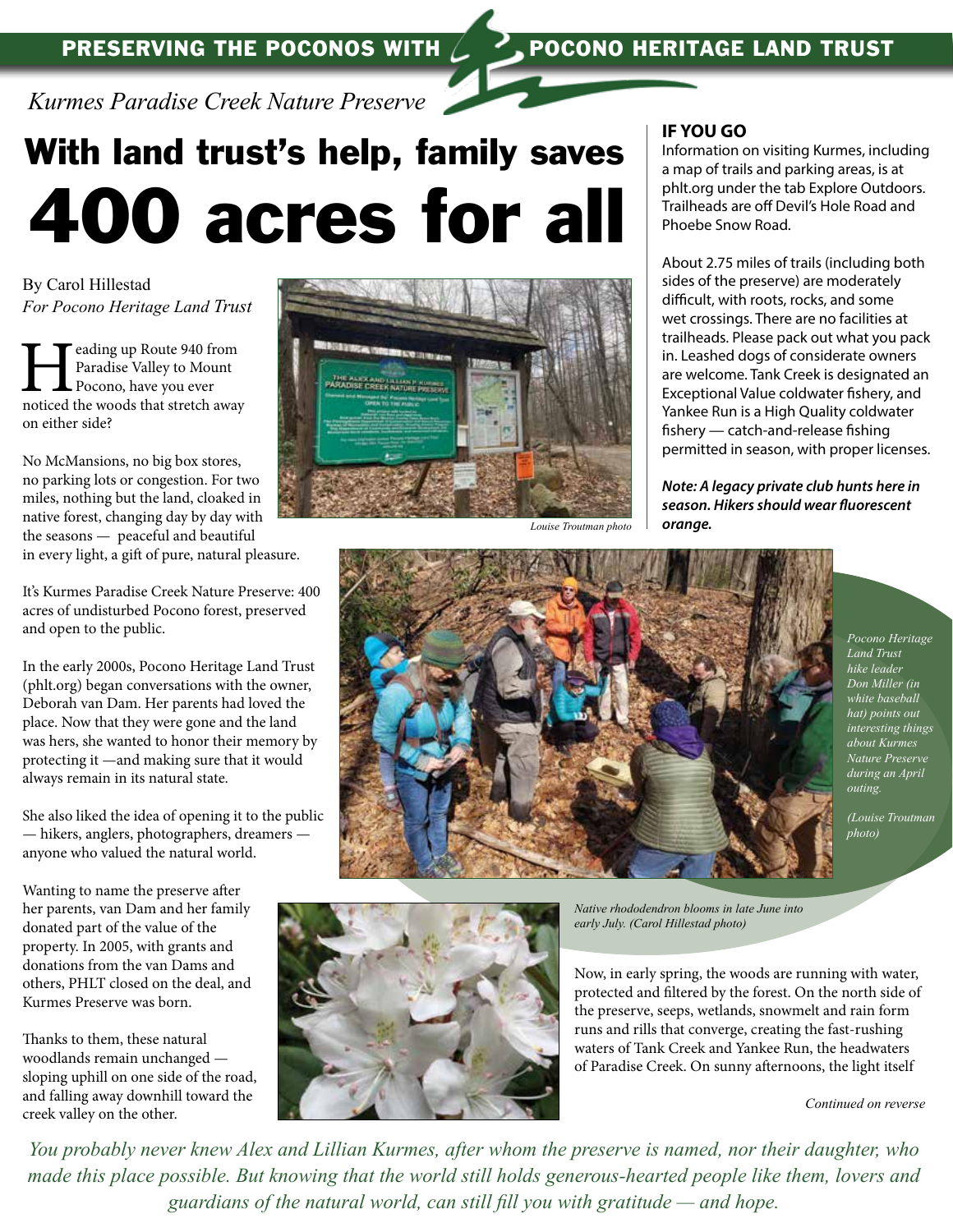PRESERVING THE POCONOS WITH POCONO HERITAGE LAND TRUST

*Kurmes Paradise Creek Nature Preserve*

# With land trust's help, family saves 400 acres for all

By Carol Hillestad
*For Pocono Heritage Land Trust*

Heading up Route 940 from Paradise Valley to Mount Pocono, have you ever noticed the woods that stretch away on either side?

No McMansions, no big box stores, no parking lots or congestion. For two miles, nothing but the land, cloaked in native forest, changing day by day with the seasons — peaceful and beautiful in every light, a gift of pure, natural pleasure.

*Louise Troutman photo*

It's Kurmes Paradise Creek Nature Preserve: 400 acres of undisturbed Pocono forest, preserved and open to the public.

In the early 2000s, Pocono Heritage Land Trust (phlt.org) began conversations with the owner, Deborah van Dam. Her parents had loved the place. Now that they were gone and the land was hers, she wanted to honor their memory by protecting it —and making sure that it would always remain in its natural state.

She also liked the idea of opening it to the public — hikers, anglers, photographers, dreamers — anyone who valued the natural world.

Wanting to name the preserve after her parents, van Dam and her family donated part of the value of the property. In 2005, with grants and donations from the van Dams and others, PHLT closed on the deal, and Kurmes Preserve was born.

Thanks to them, these natural woodlands remain unchanged — sloping uphill on one side of the road, and falling away downhill toward the creek valley on the other.

*Pocono Heritage Land Trust hike leader Don Miller (in white baseball hat) points out interesting things about Kurmes Nature Preserve during an April outing.*

*(Louise Troutman photo)*

*Native rhododendron blooms in late June into early July. (Carol Hillestad photo)*

Now, in early spring, the woods are running with water, protected and filtered by the forest. On the north side of the preserve, seeps, wetlands, snowmelt and rain form runs and rills that converge, creating the fast-rushing waters of Tank Creek and Yankee Run, the headwaters of Paradise Creek. On sunny afternoons, the light itself

*Continued on reverse*

## IF YOU GO

Information on visiting Kurmes, including a map of trails and parking areas, is at phlt.org under the tab Explore Outdoors. Trailheads are off Devil's Hole Road and Phoebe Snow Road.

About 2.75 miles of trails (including both sides of the preserve) are moderately difficult, with roots, rocks, and some wet crossings. There are no facilities at trailheads. Please pack out what you pack in. Leashed dogs of considerate owners are welcome. Tank Creek is designated an Exceptional Value coldwater fishery, and Yankee Run is a High Quality coldwater fishery — catch-and-release fishing permitted in season, with proper licenses.

***Note: A legacy private club hunts here in season. Hikers should wear fluorescent orange.***

*You probably never knew Alex and Lillian Kurmes, after whom the preserve is named, nor their daughter, who made this place possible. But knowing that the world still holds generous-hearted people like them, lovers and guardians of the natural world, can still fill you with gratitude — and hope.*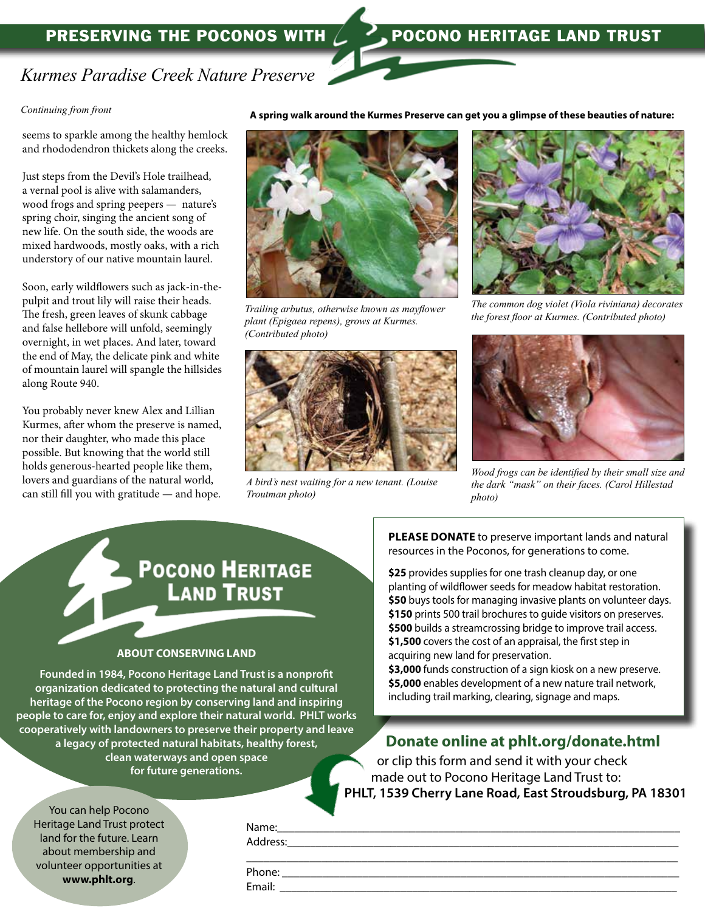## PRESERVING THE POCONOS WITH POCONO HERITAGE LAND TRUST

# *Kurmes Paradise Creek Nature Preserve*

*Continuing from front*

seems to sparkle among the healthy hemlock and rhododendron thickets along the creeks.

Just steps from the Devil's Hole trailhead, a vernal pool is alive with salamanders, wood frogs and spring peepers — nature's spring choir, singing the ancient song of new life. On the south side, the woods are mixed hardwoods, mostly oaks, with a rich understory of our native mountain laurel.

Soon, early wildflowers such as jack-in-the-pulpit and trout lily will raise their heads. The fresh, green leaves of skunk cabbage and false hellebore will unfold, seemingly overnight, in wet places. And later, toward the end of May, the delicate pink and white of mountain laurel will spangle the hillsides along Route 940.

You probably never knew Alex and Lillian Kurmes, after whom the preserve is named, nor their daughter, who made this place possible. But knowing that the world still holds generous-hearted people like them, lovers and guardians of the natural world, can still fill you with gratitude — and hope.

**A spring walk around the Kurmes Preserve can get you a glimpse of these beauties of nature:**

*Trailing arbutus, otherwise known as mayflower plant (Epigaea repens), grows at Kurmes. (Contributed photo)*

*The common dog violet (Viola riviniana) decorates the forest floor at Kurmes. (Contributed photo)*

*A bird's nest waiting for a new tenant. (Louise Troutman photo)*

*Wood frogs can be identified by their small size and the dark "mask" on their faces. (Carol Hillestad photo)*

## POCONO HERITAGE LAND TRUST

**ABOUT CONSERVING LAND**

**Founded in 1984, Pocono Heritage Land Trust is a nonprofit organization dedicated to protecting the natural and cultural heritage of the Pocono region by conserving land and inspiring people to care for, enjoy and explore their natural world. PHLT works cooperatively with landowners to preserve their property and leave a legacy of protected natural habitats, healthy forest, clean waterways and open space for future generations.**

You can help Pocono Heritage Land Trust protect land for the future. Learn about membership and volunteer opportunities at **www.phlt.org**.

**PLEASE DONATE** to preserve important lands and natural resources in the Poconos, for generations to come.

**$25** provides supplies for one trash cleanup day, or one planting of wildflower seeds for meadow habitat restoration.
**$50** buys tools for managing invasive plants on volunteer days.
**$150** prints 500 trail brochures to guide visitors on preserves.
**$500** builds a streamcrossing bridge to improve trail access.
**$1,500** covers the cost of an appraisal, the first step in acquiring new land for preservation.
**$3,000** funds construction of a sign kiosk on a new preserve.
**$5,000** enables development of a new nature trail network, including trail marking, clearing, signage and maps.

**Donate online at phlt.org/donate.html**

or clip this form and send it with your check made out to Pocono Heritage Land Trust to:
**PHLT, 1539 Cherry Lane Road, East Stroudsburg, PA 18301**

Name:\_\_\_\_\_\_\_\_\_\_\_\_\_\_\_\_\_\_\_\_\_\_\_\_\_\_\_\_\_\_\_\_\_\_\_\_\_\_\_\_

Address:\_\_\_\_\_\_\_\_\_\_\_\_\_\_\_\_\_\_\_\_\_\_\_\_\_\_\_\_\_\_\_\_\_\_\_\_\_\_

\_\_\_\_\_\_\_\_\_\_\_\_\_\_\_\_\_\_\_\_\_\_\_\_\_\_\_\_\_\_\_\_\_\_\_\_\_\_\_\_\_\_\_\_\_

Phone: \_\_\_\_\_\_\_\_\_\_\_\_\_\_\_\_\_\_\_\_\_\_\_\_\_\_\_\_\_\_\_\_\_\_\_\_\_\_\_

Email: \_\_\_\_\_\_\_\_\_\_\_\_\_\_\_\_\_\_\_\_\_\_\_\_\_\_\_\_\_\_\_\_\_\_\_\_\_\_\_\_